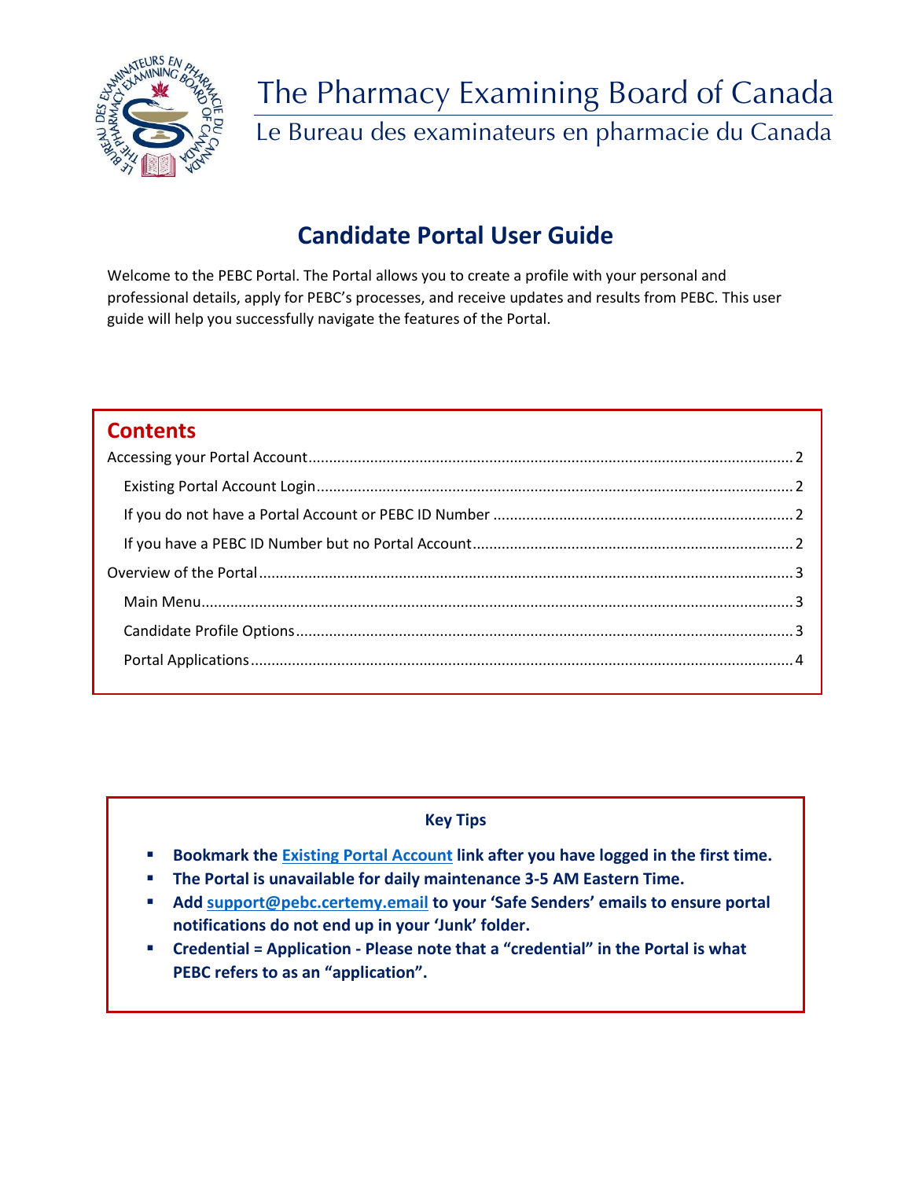# The Pharmacy Examining Board of Canada

Le Bureau des examinateurs en pharmacie du Canada

## Candidate Portal User Guide

Welcome to the PEBC Portal. The Portal allows you to create a profile with your personal and professional details, apply for PEBC's processes, and receive updates and results from PEBC. This user guide will help you successfully navigate the features of the Portal.

## Contents

- Accessing your Portal Account ..... 2
  - Existing Portal Account Login ..... 2
  - If you do not have a Portal Account or PEBC ID Number ..... 2
  - If you have a PEBC ID Number but no Portal Account ..... 2
- Overview of the Portal ..... 3
  - Main Menu ..... 3
  - Candidate Profile Options ..... 3
  - Portal Applications ..... 4

**Key Tips**

- **Bookmark the Existing Portal Account link after you have logged in the first time.**
- **The Portal is unavailable for daily maintenance 3-5 AM Eastern Time.**
- **Add support@pebc.certemy.email to your 'Safe Senders' emails to ensure portal notifications do not end up in your 'Junk' folder.**
- **Credential = Application - Please note that a "credential" in the Portal is what PEBC refers to as an "application".**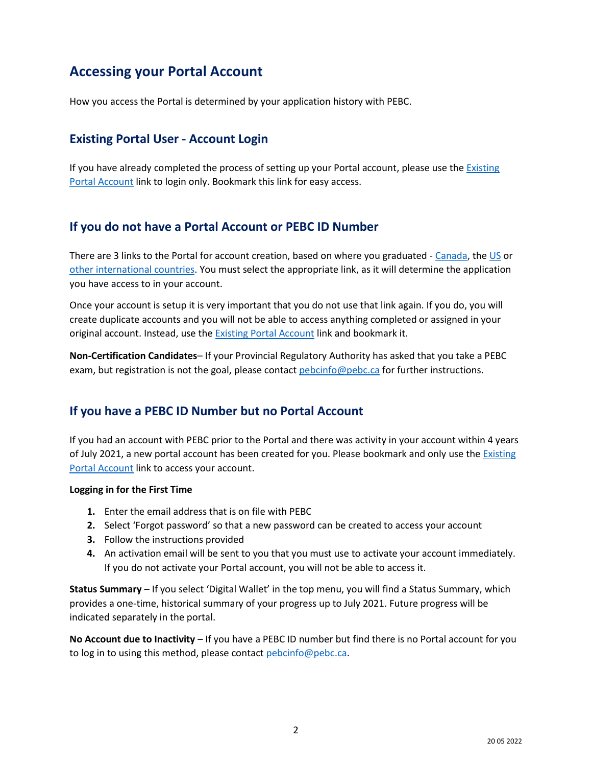# Accessing your Portal Account

How you access the Portal is determined by your application history with PEBC.

## Existing Portal User - Account Login

If you have already completed the process of setting up your Portal account, please use the Existing Portal Account link to login only. Bookmark this link for easy access.

## If you do not have a Portal Account or PEBC ID Number

There are 3 links to the Portal for account creation, based on where you graduated - Canada, the US or other international countries. You must select the appropriate link, as it will determine the application you have access to in your account.

Once your account is setup it is very important that you do not use that link again. If you do, you will create duplicate accounts and you will not be able to access anything completed or assigned in your original account. Instead, use the Existing Portal Account link and bookmark it.

**Non-Certification Candidates**– If your Provincial Regulatory Authority has asked that you take a PEBC exam, but registration is not the goal, please contact pebcinfo@pebc.ca for further instructions.

## If you have a PEBC ID Number but no Portal Account

If you had an account with PEBC prior to the Portal and there was activity in your account within 4 years of July 2021, a new portal account has been created for you. Please bookmark and only use the Existing Portal Account link to access your account.

**Logging in for the First Time**

1. Enter the email address that is on file with PEBC
2. Select 'Forgot password' so that a new password can be created to access your account
3. Follow the instructions provided
4. An activation email will be sent to you that you must use to activate your account immediately. If you do not activate your Portal account, you will not be able to access it.

**Status Summary** – If you select 'Digital Wallet' in the top menu, you will find a Status Summary, which provides a one-time, historical summary of your progress up to July 2021. Future progress will be indicated separately in the portal.

**No Account due to Inactivity** – If you have a PEBC ID number but find there is no Portal account for you to log in to using this method, please contact pebcinfo@pebc.ca.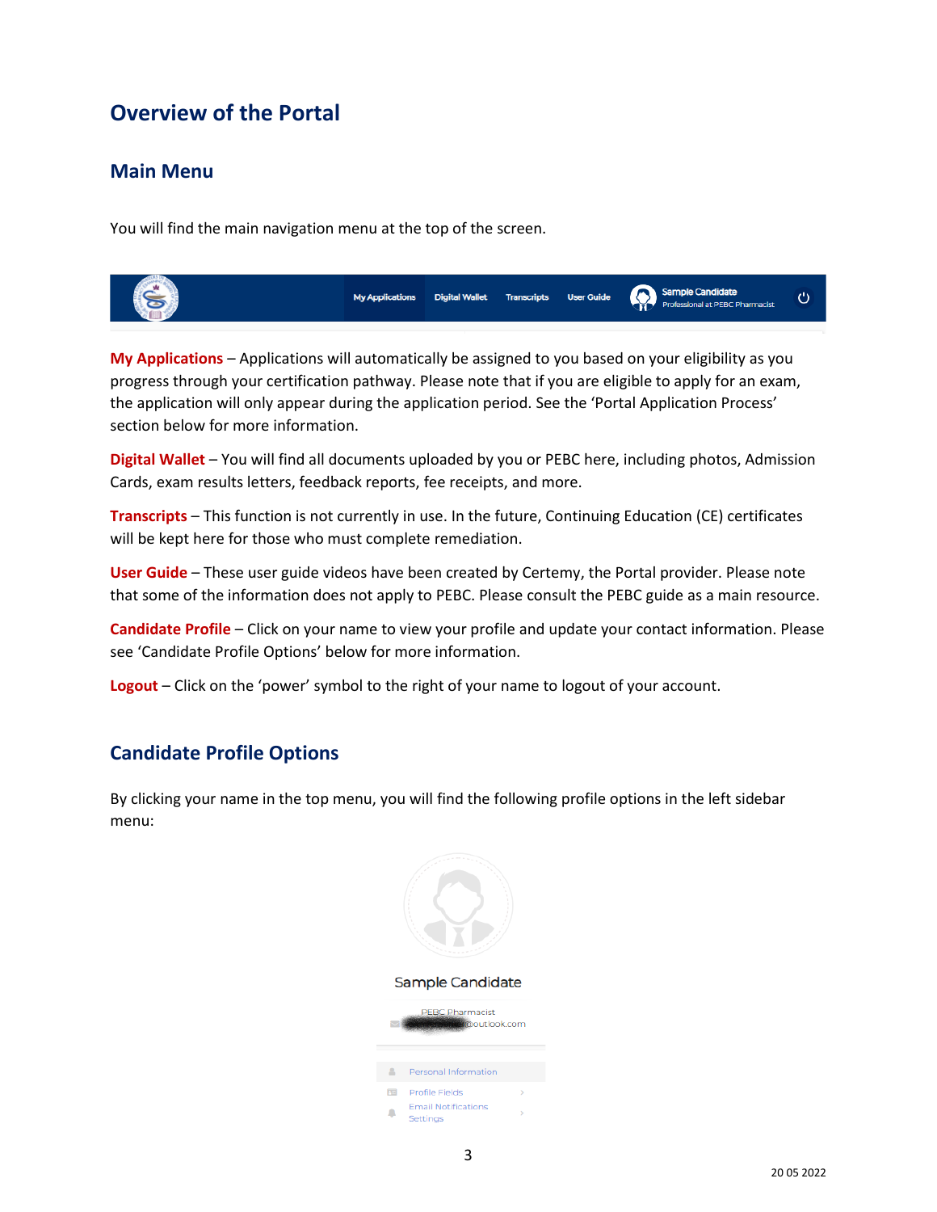# Overview of the Portal

## Main Menu

You will find the main navigation menu at the top of the screen.

**My Applications** – Applications will automatically be assigned to you based on your eligibility as you progress through your certification pathway. Please note that if you are eligible to apply for an exam, the application will only appear during the application period. See the 'Portal Application Process' section below for more information.

**Digital Wallet** – You will find all documents uploaded by you or PEBC here, including photos, Admission Cards, exam results letters, feedback reports, fee receipts, and more.

**Transcripts** – This function is not currently in use. In the future, Continuing Education (CE) certificates will be kept here for those who must complete remediation.

**User Guide** – These user guide videos have been created by Certemy, the Portal provider. Please note that some of the information does not apply to PEBC. Please consult the PEBC guide as a main resource.

**Candidate Profile** – Click on your name to view your profile and update your contact information. Please see 'Candidate Profile Options' below for more information.

**Logout** – Click on the 'power' symbol to the right of your name to logout of your account.

## Candidate Profile Options

By clicking your name in the top menu, you will find the following profile options in the left sidebar menu:

20 05 2022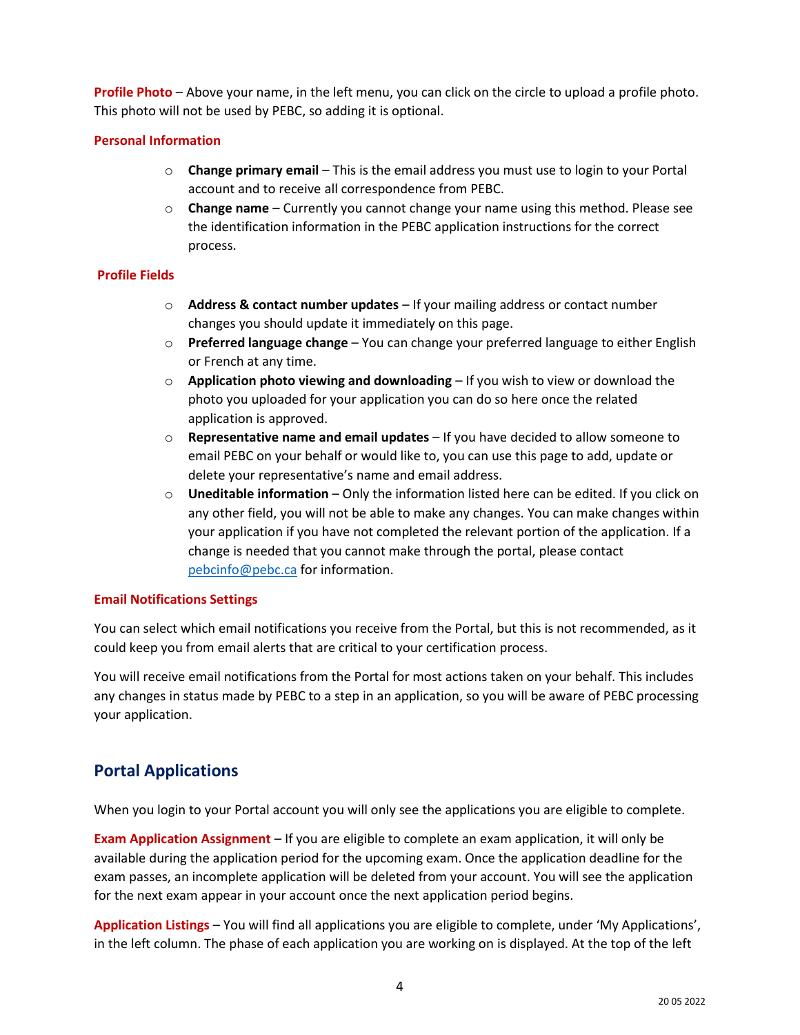**Profile Photo** – Above your name, in the left menu, you can click on the circle to upload a profile photo. This photo will not be used by PEBC, so adding it is optional.

**Personal Information**

- **Change primary email** – This is the email address you must use to login to your Portal account and to receive all correspondence from PEBC.
- **Change name** – Currently you cannot change your name using this method. Please see the identification information in the PEBC application instructions for the correct process.

**Profile Fields**

- **Address & contact number updates** – If your mailing address or contact number changes you should update it immediately on this page.
- **Preferred language change** – You can change your preferred language to either English or French at any time.
- **Application photo viewing and downloading** – If you wish to view or download the photo you uploaded for your application you can do so here once the related application is approved.
- **Representative name and email updates** – If you have decided to allow someone to email PEBC on your behalf or would like to, you can use this page to add, update or delete your representative's name and email address.
- **Uneditable information** – Only the information listed here can be edited. If you click on any other field, you will not be able to make any changes. You can make changes within your application if you have not completed the relevant portion of the application. If a change is needed that you cannot make through the portal, please contact pebcinfo@pebc.ca for information.

**Email Notifications Settings**

You can select which email notifications you receive from the Portal, but this is not recommended, as it could keep you from email alerts that are critical to your certification process.

You will receive email notifications from the Portal for most actions taken on your behalf. This includes any changes in status made by PEBC to a step in an application, so you will be aware of PEBC processing your application.

## Portal Applications

When you login to your Portal account you will only see the applications you are eligible to complete.

**Exam Application Assignment** – If you are eligible to complete an exam application, it will only be available during the application period for the upcoming exam. Once the application deadline for the exam passes, an incomplete application will be deleted from your account. You will see the application for the next exam appear in your account once the next application period begins.

**Application Listings** – You will find all applications you are eligible to complete, under 'My Applications', in the left column. The phase of each application you are working on is displayed. At the top of the left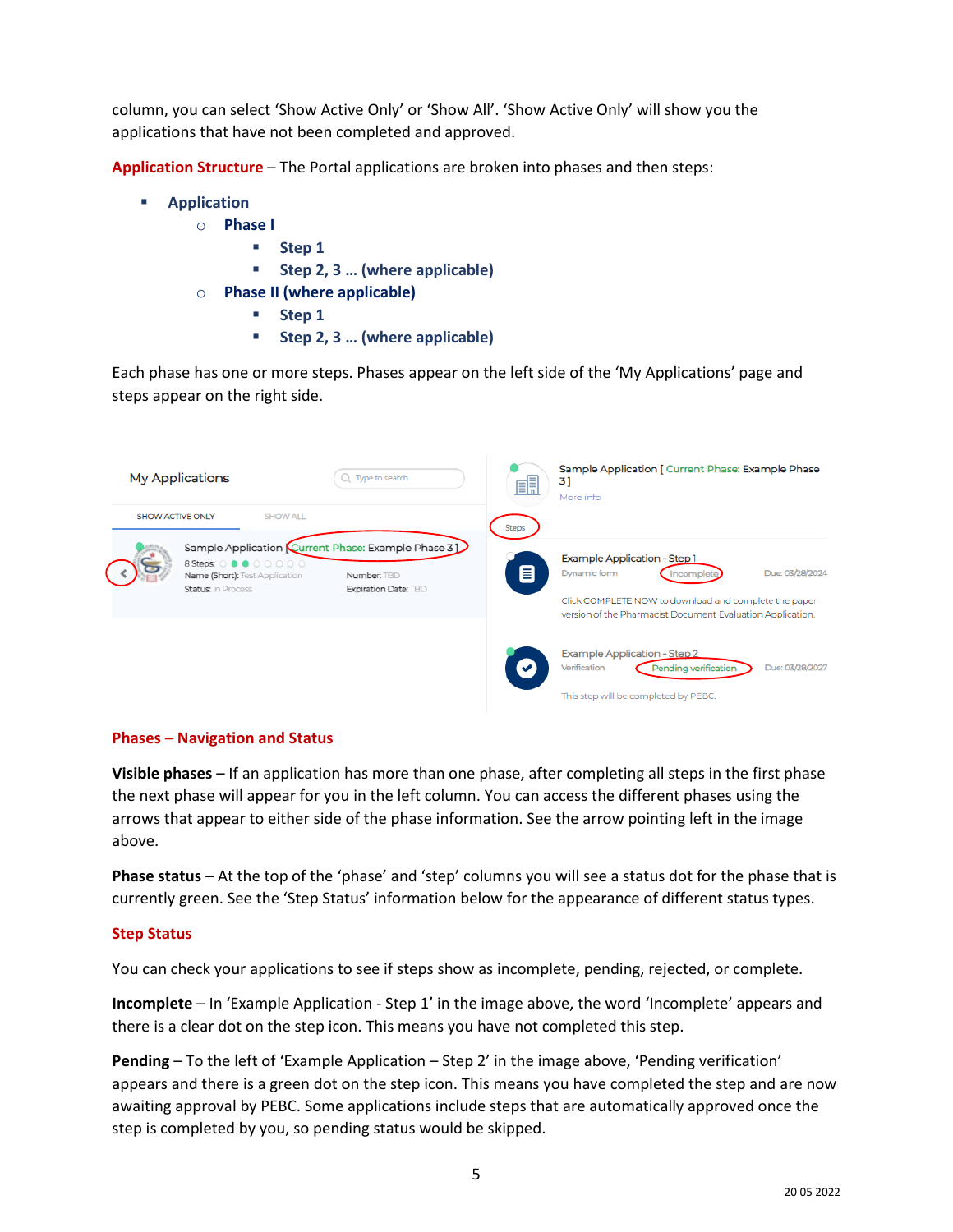column, you can select 'Show Active Only' or 'Show All'. 'Show Active Only' will show you the applications that have not been completed and approved.

**Application Structure** – The Portal applications are broken into phases and then steps:

- **Application**
    - **Phase I**
        - **Step 1**
        - **Step 2, 3 … (where applicable)**
    - **Phase II (where applicable)**
        - **Step 1**
        - **Step 2, 3 … (where applicable)**

Each phase has one or more steps. Phases appear on the left side of the 'My Applications' page and steps appear on the right side.

### Phases – Navigation and Status

**Visible phases** – If an application has more than one phase, after completing all steps in the first phase the next phase will appear for you in the left column. You can access the different phases using the arrows that appear to either side of the phase information. See the arrow pointing left in the image above.

**Phase status** – At the top of the 'phase' and 'step' columns you will see a status dot for the phase that is currently green. See the 'Step Status' information below for the appearance of different status types.

### Step Status

You can check your applications to see if steps show as incomplete, pending, rejected, or complete.

**Incomplete** – In 'Example Application - Step 1' in the image above, the word 'Incomplete' appears and there is a clear dot on the step icon. This means you have not completed this step.

**Pending** – To the left of 'Example Application – Step 2' in the image above, 'Pending verification' appears and there is a green dot on the step icon. This means you have completed the step and are now awaiting approval by PEBC. Some applications include steps that are automatically approved once the step is completed by you, so pending status would be skipped.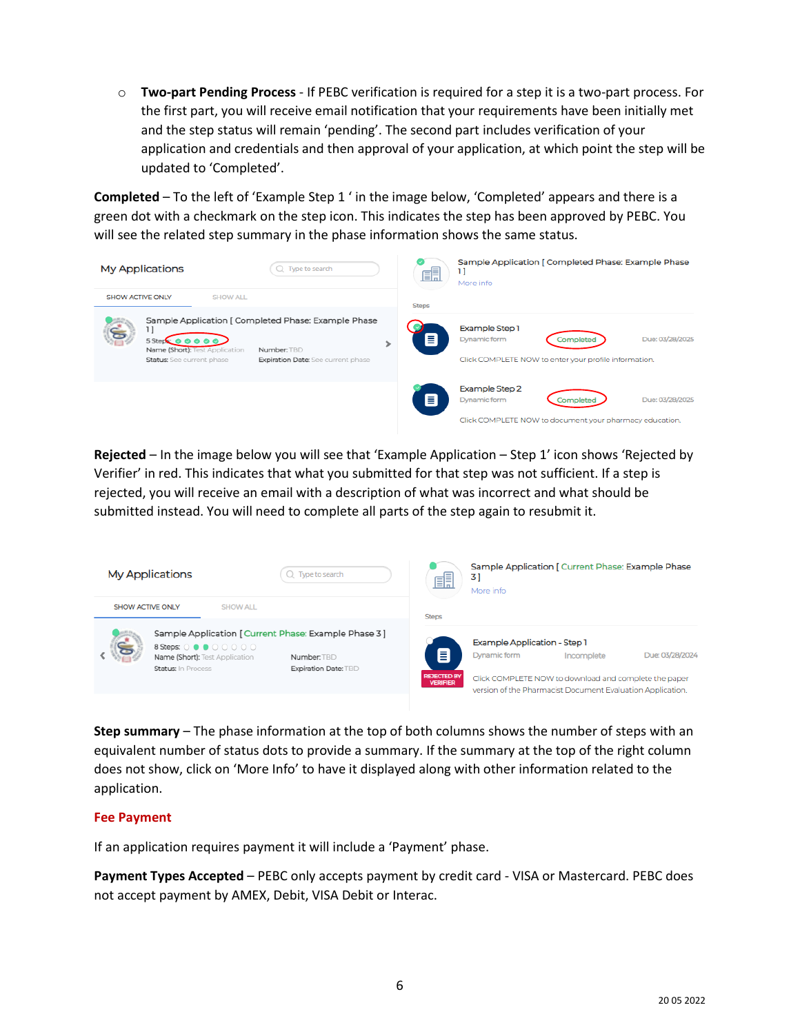- **Two-part Pending Process** - If PEBC verification is required for a step it is a two-part process. For the first part, you will receive email notification that your requirements have been initially met and the step status will remain 'pending'. The second part includes verification of your application and credentials and then approval of your application, at which point the step will be updated to 'Completed'.

**Completed** – To the left of 'Example Step 1 ' in the image below, 'Completed' appears and there is a green dot with a checkmark on the step icon. This indicates the step has been approved by PEBC. You will see the related step summary in the phase information shows the same status.

**Rejected** – In the image below you will see that 'Example Application – Step 1' icon shows 'Rejected by Verifier' in red. This indicates that what you submitted for that step was not sufficient. If a step is rejected, you will receive an email with a description of what was incorrect and what should be submitted instead. You will need to complete all parts of the step again to resubmit it.

**Step summary** – The phase information at the top of both columns shows the number of steps with an equivalent number of status dots to provide a summary. If the summary at the top of the right column does not show, click on 'More Info' to have it displayed along with other information related to the application.

## Fee Payment

If an application requires payment it will include a 'Payment' phase.

**Payment Types Accepted** – PEBC only accepts payment by credit card - VISA or Mastercard. PEBC does not accept payment by AMEX, Debit, VISA Debit or Interac.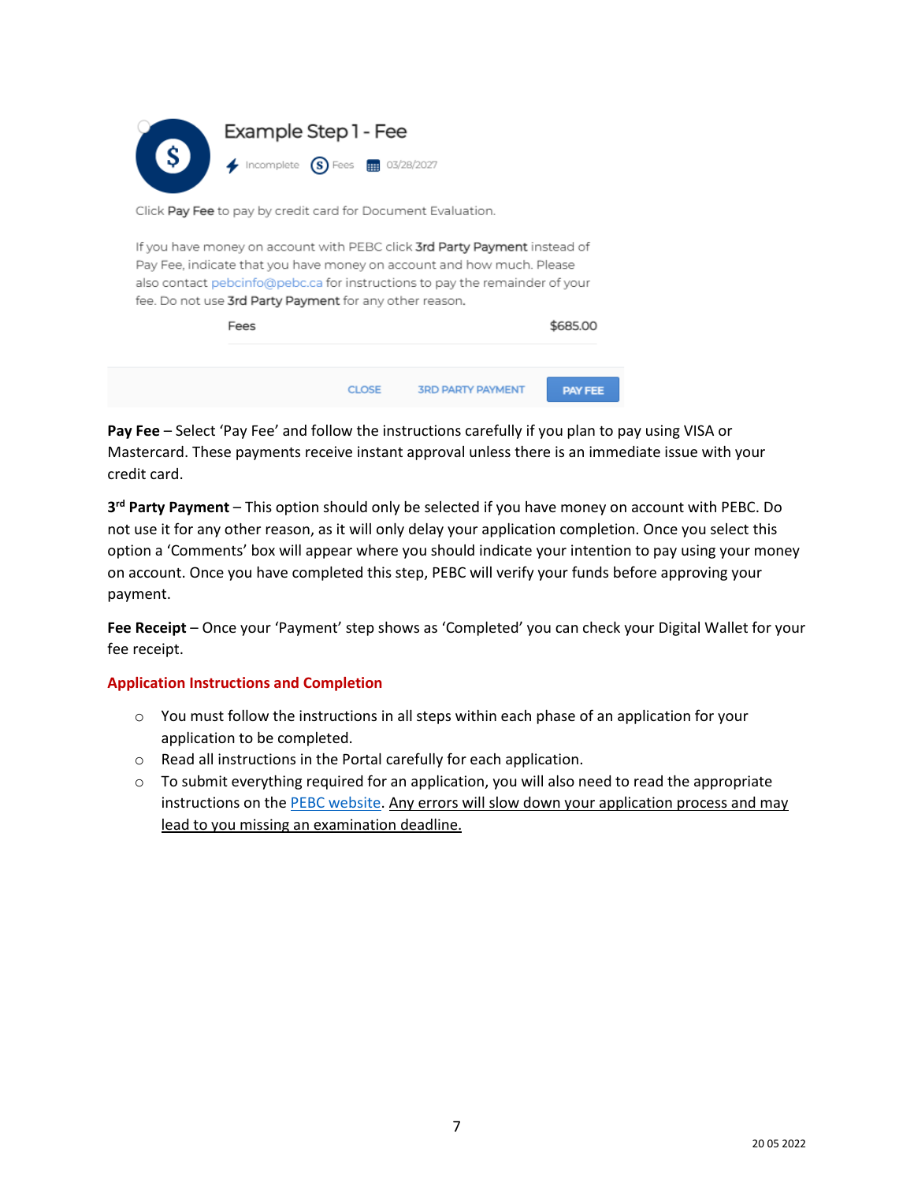Example Step 1 - Fee

Incomplete  Fees  03/28/2027

Click **Pay Fee** to pay by credit card for Document Evaluation.

If you have money on account with PEBC click **3rd Party Payment** instead of Pay Fee, indicate that you have money on account and how much. Please also contact pebcinfo@pebc.ca for instructions to pay the remainder of your fee. Do not use **3rd Party Payment** for any other reason.

| | |
|---|---|
| Fees | $685.00 |

CLOSE  3RD PARTY PAYMENT  PAY FEE

**Pay Fee** – Select 'Pay Fee' and follow the instructions carefully if you plan to pay using VISA or Mastercard. These payments receive instant approval unless there is an immediate issue with your credit card.

**3rd Party Payment** – This option should only be selected if you have money on account with PEBC. Do not use it for any other reason, as it will only delay your application completion. Once you select this option a 'Comments' box will appear where you should indicate your intention to pay using your money on account. Once you have completed this step, PEBC will verify your funds before approving your payment.

**Fee Receipt** – Once your 'Payment' step shows as 'Completed' you can check your Digital Wallet for your fee receipt.

## Application Instructions and Completion

- You must follow the instructions in all steps within each phase of an application for your application to be completed.
- Read all instructions in the Portal carefully for each application.
- To submit everything required for an application, you will also need to read the appropriate instructions on the PEBC website. Any errors will slow down your application process and may lead to you missing an examination deadline.